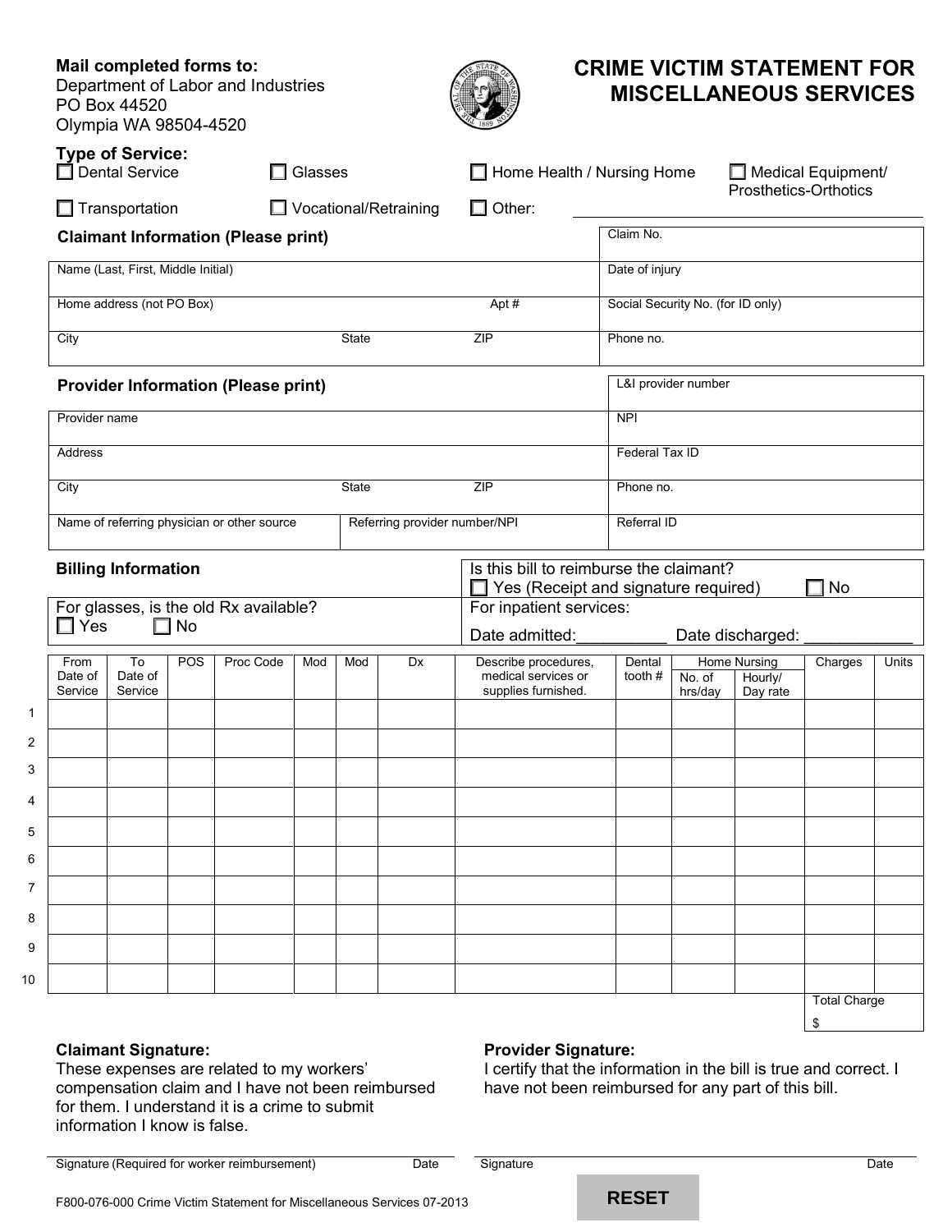**Mail completed forms to:**
Department of Labor and Industries
PO Box 44520
Olympia WA 98504-4520

# CRIME VICTIM STATEMENT FOR MISCELLANEOUS SERVICES

**Type of Service:**

☐ Dental Service ☐ Glasses ☐ Home Health / Nursing Home ☐ Medical Equipment/ Prosthetics-Orthotics

☐ Transportation ☐ Vocational/Retraining ☐ Other: ____________

**Claimant Information (Please print)**

| | | | |
|---|---|---|---|
| | | | Claim No. |
| Name (Last, First, Middle Initial) | | | Date of injury |
| Home address (not PO Box) | | Apt # | Social Security No. (for ID only) |
| City | State | ZIP | Phone no. |

**Provider Information (Please print)**

| | | | |
|---|---|---|---|
| | | | L&I provider number |
| Provider name | | | NPI |
| Address | | | Federal Tax ID |
| City | State | ZIP | Phone no. |
| Name of referring physician or other source | Referring provider number/NPI | | Referral ID |

| **Billing Information** | Is this bill to reimburse the claimant? ☐ Yes (Receipt and signature required) ☐ No |
|---|---|
| For glasses, is the old Rx available? ☐ Yes ☐ No | For inpatient services: Date admitted:__________ Date discharged: ____________ |

| | From Date of Service | To Date of Service | POS | Proc Code | Mod | Mod | Dx | Describe procedures, medical services or supplies furnished. | Dental tooth # | Home Nursing | | Charges | Units |
|---|---|---|---|---|---|---|---|---|---|---|---|---|---|
| | | | | | | | | | | No. of hrs/day | Hourly/ Day rate | | |
| 1 | | | | | | | | | | | | | |
| 2 | | | | | | | | | | | | | |
| 3 | | | | | | | | | | | | | |
| 4 | | | | | | | | | | | | | |
| 5 | | | | | | | | | | | | | |
| 6 | | | | | | | | | | | | | |
| 7 | | | | | | | | | | | | | |
| 8 | | | | | | | | | | | | | |
| 9 | | | | | | | | | | | | | |
| 10 | | | | | | | | | | | | | |
| | | | | | | | | | | | | Total Charge $ | |

**Claimant Signature:**
These expenses are related to my workers' compensation claim and I have not been reimbursed for them. I understand it is a crime to submit information I know is false.

Signature (Required for worker reimbursement) ____________ Date ____________

**Provider Signature:**
I certify that the information in the bill is true and correct. I have not been reimbursed for any part of this bill.

Signature ____________ Date ____________

F800-076-000 Crime Victim Statement for Miscellaneous Services 07-2013

RESET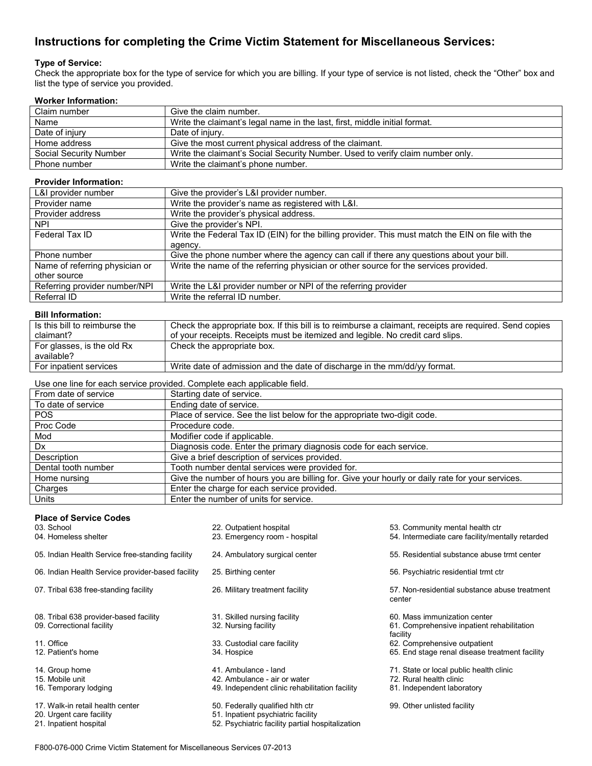## Instructions for completing the Crime Victim Statement for Miscellaneous Services:

**Type of Service:**

Check the appropriate box for the type of service for which you are billing. If your type of service is not listed, check the "Other" box and list the type of service you provided.

**Worker Information:**

| | |
|---|---|
| Claim number | Give the claim number. |
| Name | Write the claimant's legal name in the last, first, middle initial format. |
| Date of injury | Date of injury. |
| Home address | Give the most current physical address of the claimant. |
| Social Security Number | Write the claimant's Social Security Number. Used to verify claim number only. |
| Phone number | Write the claimant's phone number. |

**Provider Information:**

| | |
|---|---|
| L&I provider number | Give the provider's L&I provider number. |
| Provider name | Write the provider's name as registered with L&I. |
| Provider address | Write the provider's physical address. |
| NPI | Give the provider's NPI. |
| Federal Tax ID | Write the Federal Tax ID (EIN) for the billing provider. This must match the EIN on file with the agency. |
| Phone number | Give the phone number where the agency can call if there any questions about your bill. |
| Name of referring physician or other source | Write the name of the referring physician or other source for the services provided. |
| Referring provider number/NPI | Write the L&I provider number or NPI of the referring provider |
| Referral ID | Write the referral ID number. |

**Bill Information:**

| | |
|---|---|
| Is this bill to reimburse the claimant? | Check the appropriate box. If this bill is to reimburse a claimant, receipts are required. Send copies of your receipts. Receipts must be itemized and legible. No credit card slips. |
| For glasses, is the old Rx available? | Check the appropriate box. |
| For inpatient services | Write date of admission and the date of discharge in the mm/dd/yy format. |

Use one line for each service provided. Complete each applicable field.

| | |
|---|---|
| From date of service | Starting date of service. |
| To date of service | Ending date of service. |
| POS | Place of service. See the list below for the appropriate two-digit code. |
| Proc Code | Procedure code. |
| Mod | Modifier code if applicable. |
| Dx | Diagnosis code. Enter the primary diagnosis code for each service. |
| Description | Give a brief description of services provided. |
| Dental tooth number | Tooth number dental services were provided for. |
| Home nursing | Give the number of hours you are billing for. Give your hourly or daily rate for your services. |
| Charges | Enter the charge for each service provided. |
| Units | Enter the number of units for service. |

**Place of Service Codes**

03. School
04. Homeless shelter
05. Indian Health Service free-standing facility
06. Indian Health Service provider-based facility
07. Tribal 638 free-standing facility
08. Tribal 638 provider-based facility
09. Correctional facility
11. Office
12. Patient's home
14. Group home
15. Mobile unit
16. Temporary lodging
17. Walk-in retail health center
20. Urgent care facility
21. Inpatient hospital
22. Outpatient hospital
23. Emergency room - hospital
24. Ambulatory surgical center
25. Birthing center
26. Military treatment facility
31. Skilled nursing facility
32. Nursing facility
33. Custodial care facility
34. Hospice
41. Ambulance - land
42. Ambulance - air or water
49. Independent clinic rehabilitation facility
50. Federally qualified hlth ctr
51. Inpatient psychiatric facility
52. Psychiatric facility partial hospitalization
53. Community mental health ctr
54. Intermediate care facility/mentally retarded
55. Residential substance abuse trmt center
56. Psychiatric residential trmt ctr
57. Non-residential substance abuse treatment center
60. Mass immunization center
61. Comprehensive inpatient rehabilitation facility
62. Comprehensive outpatient
65. End stage renal disease treatment facility
71. State or local public health clinic
72. Rural health clinic
81. Independent laboratory
99. Other unlisted facility

F800-076-000 Crime Victim Statement for Miscellaneous Services 07-2013